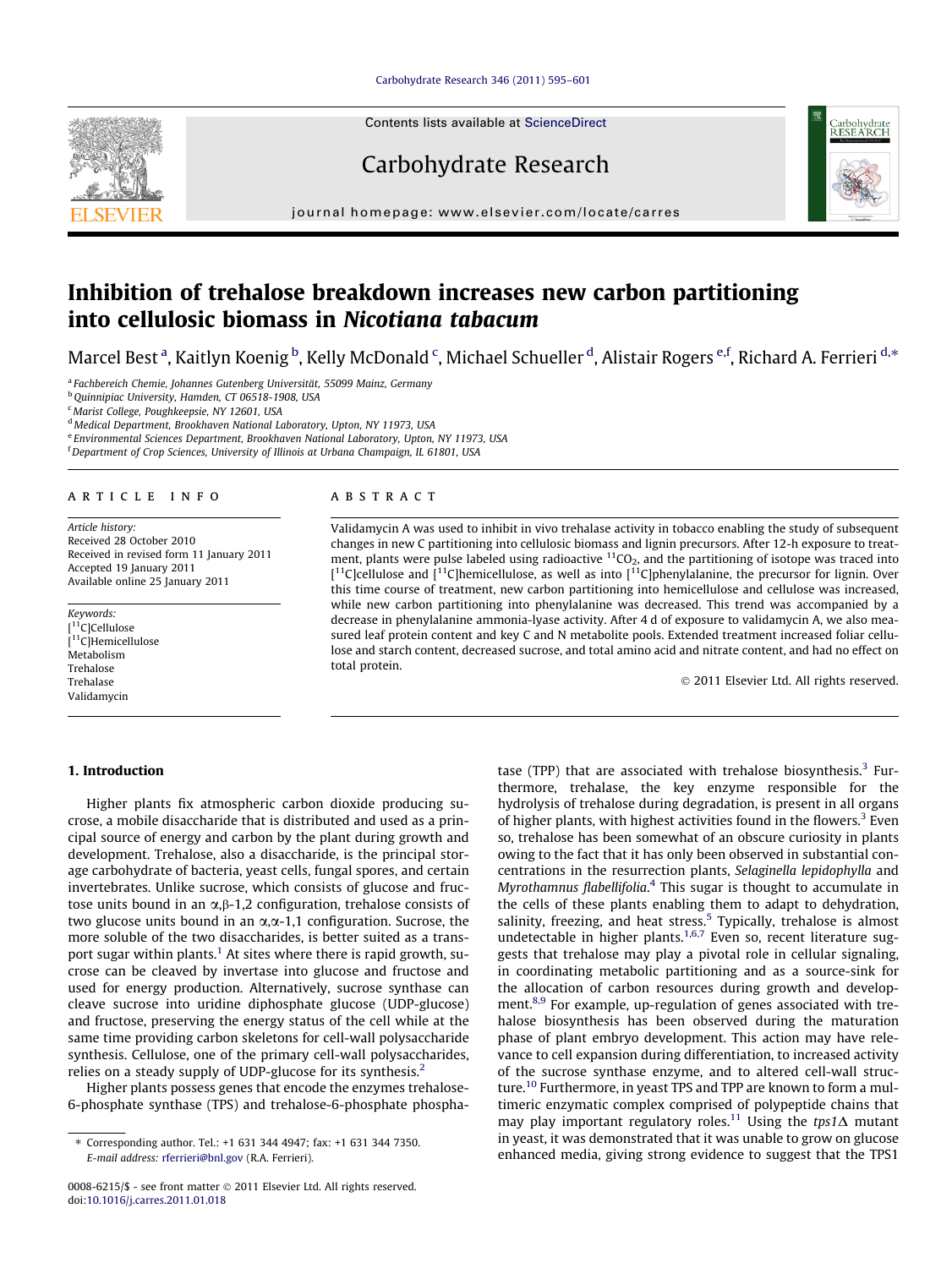Contents lists available at ScienceDirect

# Carbohydrate Research

journal homepage: www.elsevier.com/locate/carres

# Inhibition of trehalose breakdown increases new carbon partitioning into cellulosic biomass in *Nicotiana tabacum*

Marcel Best [a], Kaitlyn Koenig [b], Kelly McDonald [c], Michael Schueller [d], Alistair Rogers [e,f], Richard A. Ferrieri [d,*]

[a] Fachbereich Chemie, Johannes Gutenberg Universität, 55099 Mainz, Germany
[b] Quinnipiac University, Hamden, CT 06518-1908, USA
[c] Marist College, Poughkeepsie, NY 12601, USA
[d] Medical Department, Brookhaven National Laboratory, Upton, NY 11973, USA
[e] Environmental Sciences Department, Brookhaven National Laboratory, Upton, NY 11973, USA
[f] Department of Crop Sciences, University of Illinois at Urbana Champaign, IL 61801, USA

## ARTICLE INFO

*Article history:*
Received 28 October 2010
Received in revised form 11 January 2011
Accepted 19 January 2011
Available online 25 January 2011

*Keywords:*
[$^{11}$C]Cellulose
[$^{11}$C]Hemicellulose
Metabolism
Trehalose
Trehalase
Validamycin

## ABSTRACT

Validamycin A was used to inhibit in vivo trehalase activity in tobacco enabling the study of subsequent changes in new C partitioning into cellulosic biomass and lignin precursors. After 12-h exposure to treatment, plants were pulse labeled using radioactive $^{11}CO_2$, and the partitioning of isotope was traced into [$^{11}$C]cellulose and [$^{11}$C]hemicellulose, as well as into [$^{11}$C]phenylalanine, the precursor for lignin. Over this time course of treatment, new carbon partitioning into hemicellulose and cellulose was increased, while new carbon partitioning into phenylalanine was decreased. This trend was accompanied by a decrease in phenylalanine ammonia-lyase activity. After 4 d of exposure to validamycin A, we also measured leaf protein content and key C and N metabolite pools. Extended treatment increased foliar cellulose and starch content, decreased sucrose, and total amino acid and nitrate content, and had no effect on total protein.

© 2011 Elsevier Ltd. All rights reserved.

## 1. Introduction

Higher plants fix atmospheric carbon dioxide producing sucrose, a mobile disaccharide that is distributed and used as a principal source of energy and carbon by the plant during growth and development. Trehalose, also a disaccharide, is the principal storage carbohydrate of bacteria, yeast cells, fungal spores, and certain invertebrates. Unlike sucrose, which consists of glucose and fructose units bound in an α,β-1,2 configuration, trehalose consists of two glucose units bound in an α,α-1,1 configuration. Sucrose, the more soluble of the two disaccharides, is better suited as a transport sugar within plants.[1] At sites where there is rapid growth, sucrose can be cleaved by invertase into glucose and fructose and used for energy production. Alternatively, sucrose synthase can cleave sucrose into uridine diphosphate glucose (UDP-glucose) and fructose, preserving the energy status of the cell while at the same time providing carbon skeletons for cell-wall polysaccharide synthesis. Cellulose, one of the primary cell-wall polysaccharides, relies on a steady supply of UDP-glucose for its synthesis.[2]

Higher plants possess genes that encode the enzymes trehalose-6-phosphate synthase (TPS) and trehalose-6-phosphate phosphatase (TPP) that are associated with trehalose biosynthesis.[3] Furthermore, trehalase, the key enzyme responsible for the hydrolysis of trehalose during degradation, is present in all organs of higher plants, with highest activities found in the flowers.[3] Even so, trehalose has been somewhat of an obscure curiosity in plants owing to the fact that it has only been observed in substantial concentrations in the resurrection plants, *Selaginella lepidophylla* and *Myrothamnus flabellifolia*.[4] This sugar is thought to accumulate in the cells of these plants enabling them to adapt to dehydration, salinity, freezing, and heat stress.[5] Typically, trehalose is almost undetectable in higher plants.[1,6,7] Even so, recent literature suggests that trehalose may play a pivotal role in cellular signaling, in coordinating metabolic partitioning and as a source-sink for the allocation of carbon resources during growth and development.[8,9] For example, up-regulation of genes associated with trehalose biosynthesis has been observed during the maturation phase of plant embryo development. This action may have relevance to cell expansion during differentiation, to increased activity of the sucrose synthase enzyme, and to altered cell-wall structure.[10] Furthermore, in yeast TPS and TPP are known to form a multimeric enzymatic complex comprised of polypeptide chains that may play important regulatory roles.[11] Using the *tps1*Δ mutant in yeast, it was demonstrated that it was unable to grow on glucose enhanced media, giving strong evidence to suggest that the TPS1

\* Corresponding author. Tel.: +1 631 344 4947; fax: +1 631 344 7350.
E-mail address: rferrieri@bnl.gov (R.A. Ferrieri).

0008-6215/$ - see front matter © 2011 Elsevier Ltd. All rights reserved.
doi:10.1016/j.carres.2011.01.018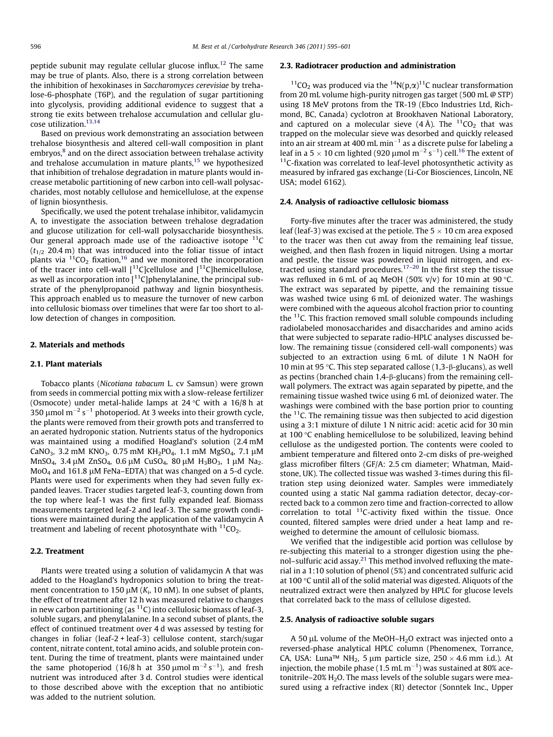peptide subunit may regulate cellular glucose influx.[12] The same may be true of plants. Also, there is a strong correlation between the inhibition of hexokinases in *Saccharomyces cerevisiae* by trehalose-6-phosphate (T6P), and the regulation of sugar partitioning into glycolysis, providing additional evidence to suggest that a strong tie exits between trehalose accumulation and cellular glucose utilization.[13,14]

Based on previous work demonstrating an association between trehalose biosynthesis and altered cell-wall composition in plant embryos,[8] and on the direct association between trehalase activity and trehalose accumulation in mature plants,[15] we hypothesized that inhibition of trehalose degradation in mature plants would increase metabolic partitioning of new carbon into cell-wall polysaccharides, most notably cellulose and hemicellulose, at the expense of lignin biosynthesis.

Specifically, we used the potent trehalase inhibitor, validamycin A, to investigate the association between trehalose degradation and glucose utilization for cell-wall polysaccharide biosynthesis. Our general approach made use of the radioactive isotope $^{11}C$ ($t_{1/2}$ 20.4 m) that was introduced into the foliar tissue of intact plants via $^{11}CO_2$ fixation,[16] and we monitored the incorporation of the tracer into cell-wall [$^{11}C$]cellulose and [$^{11}C$]hemicellulose, as well as incorporation into [$^{11}C$]phenylalanine, the principal substrate of the phenylpropanoid pathway and lignin biosynthesis. This approach enabled us to measure the turnover of new carbon into cellulosic biomass over timelines that were far too short to allow detection of changes in composition.

## 2. Materials and methods

### 2.1. Plant materials

Tobacco plants (*Nicotiana tabacum* L. cv Samsun) were grown from seeds in commercial potting mix with a slow-release fertilizer (Osmocote) under metal-halide lamps at 24 °C with a 16/8 h at 350 μmol $m^{-2}$ $s^{-1}$ photoperiod. At 3 weeks into their growth cycle, the plants were removed from their growth pots and transferred to an aerated hydroponic station. Nutrients status of the hydroponics was maintained using a modified Hoagland's solution (2.4 mM $CaNO_3$, 3.2 mM $KNO_3$, 0.75 mM $KH_2PO_4$, 1.1 mM $MgSO_4$, 7.1 μM $MnSO_4$, 3.4 μM $ZnSO_4$, 0.6 μM $CuSO_4$, 80 μM $H_3BO_3$, 1 μM $Na_2MoO_4$ and 161.8 μM FeNa–EDTA) that was changed on a 5-d cycle. Plants were used for experiments when they had seven fully expanded leaves. Tracer studies targeted leaf-3, counting down from the top where leaf-1 was the first fully expanded leaf. Biomass measurements targeted leaf-2 and leaf-3. The same growth conditions were maintained during the application of the validamycin A treatment and labeling of recent photosynthate with $^{11}CO_2$.

### 2.2. Treatment

Plants were treated using a solution of validamycin A that was added to the Hoagland's hydroponics solution to bring the treatment concentration to 150 μM ($K_i$, 10 nM). In one subset of plants, the effect of treatment after 12 h was measured relative to changes in new carbon partitioning (as $^{11}C$) into cellulosic biomass of leaf-3, soluble sugars, and phenylalanine. In a second subset of plants, the effect of continued treatment over 4 d was assessed by testing for changes in foliar (leaf-2 + leaf-3) cellulose content, starch/sugar content, nitrate content, total amino acids, and soluble protein content. During the time of treatment, plants were maintained under the same photoperiod (16/8 h at 350 μmol $m^{-2}$ $s^{-1}$), and fresh nutrient was introduced after 3 d. Control studies were identical to those described above with the exception that no antibiotic was added to the nutrient solution.

### 2.3. Radiotracer production and administration

$^{11}CO_2$ was produced via the $^{14}N(p,\alpha)^{11}C$ nuclear transformation from 20 mL volume high-purity nitrogen gas target (500 mL @ STP) using 18 MeV protons from the TR-19 (Ebco Industries Ltd, Richmond, BC, Canada) cyclotron at Brookhaven National Laboratory, and captured on a molecular sieve (4 Å). The $^{11}CO_2$ that was trapped on the molecular sieve was desorbed and quickly released into an air stream at 400 mL $min^{-1}$ as a discrete pulse for labeling a leaf in a 5 × 10 cm lighted (920 μmol $m^{-2}$ $s^{-1}$) cell.[16] The extent of $^{11}C$-fixation was correlated to leaf-level photosynthetic activity as measured by infrared gas exchange (Li-Cor Biosciences, Lincoln, NE USA; model 6162).

### 2.4. Analysis of radioactive cellulosic biomass

Forty-five minutes after the tracer was administered, the study leaf (leaf-3) was excised at the petiole. The 5 × 10 cm area exposed to the tracer was then cut away from the remaining leaf tissue, weighed, and then flash frozen in liquid nitrogen. Using a mortar and pestle, the tissue was powdered in liquid nitrogen, and extracted using standard procedures.[17–20] In the first step the tissue was refluxed in 6 mL of aq MeOH (50% v/v) for 10 min at 90 °C. The extract was separated by pipette, and the remaining tissue was washed twice using 6 mL of deionized water. The washings were combined with the aqueous alcohol fraction prior to counting the $^{11}C$. This fraction removed small soluble compounds including radiolabeled monosaccharides and disaccharides and amino acids that were subjected to separate radio-HPLC analyses discussed below. The remaining tissue (considered cell-wall components) was subjected to an extraction using 6 mL of dilute 1 N NaOH for 10 min at 95 °C. This step separated callose (1,3-β-glucans), as well as pectins (branched chain 1,4-β-glucans) from the remaining cell-wall polymers. The extract was again separated by pipette, and the remaining tissue washed twice using 6 mL of deionized water. The washings were combined with the base portion prior to counting the $^{11}C$. The remaining tissue was then subjected to acid digestion using a 3:1 mixture of dilute 1 N nitric acid: acetic acid for 30 min at 100 °C enabling hemicellulose to be solubilized, leaving behind cellulose as the undigested portion. The contents were cooled to ambient temperature and filtered onto 2-cm disks of pre-weighed glass microfiber filters (GF/A: 2.5 cm diameter; Whatman, Maidstone, UK). The collected tissue was washed 3-times during this filtration step using deionized water. Samples were immediately counted using a static NaI gamma radiation detector, decay-corrected back to a common zero time and fraction-corrected to allow correlation to total $^{11}C$-activity fixed within the tissue. Once counted, filtered samples were dried under a heat lamp and reweighed to determine the amount of cellulosic biomass.

We verified that the indigestible acid portion was cellulose by re-subjecting this material to a stronger digestion using the phenol–sulfuric acid assay.[21] This method involved refluxing the material in a 1:10 solution of phenol (5%) and concentrated sulfuric acid at 100 °C until all of the solid material was digested. Aliquots of the neutralized extract were then analyzed by HPLC for glucose levels that correlated back to the mass of cellulose digested.

### 2.5. Analysis of radioactive soluble sugars

A 50 μL volume of the MeOH–$H_2O$ extract was injected onto a reversed-phase analytical HPLC column (Phenomenex, Torrance, CA, USA: Luna™ $NH_2$, 5 μm particle size, 250 × 4.6 mm i.d.). At injection, the mobile phase (1.5 mL $min^{-1}$) was sustained at 80% acetonitrile–20% $H_2O$. The mass levels of the soluble sugars were measured using a refractive index (RI) detector (Sonntek Inc., Upper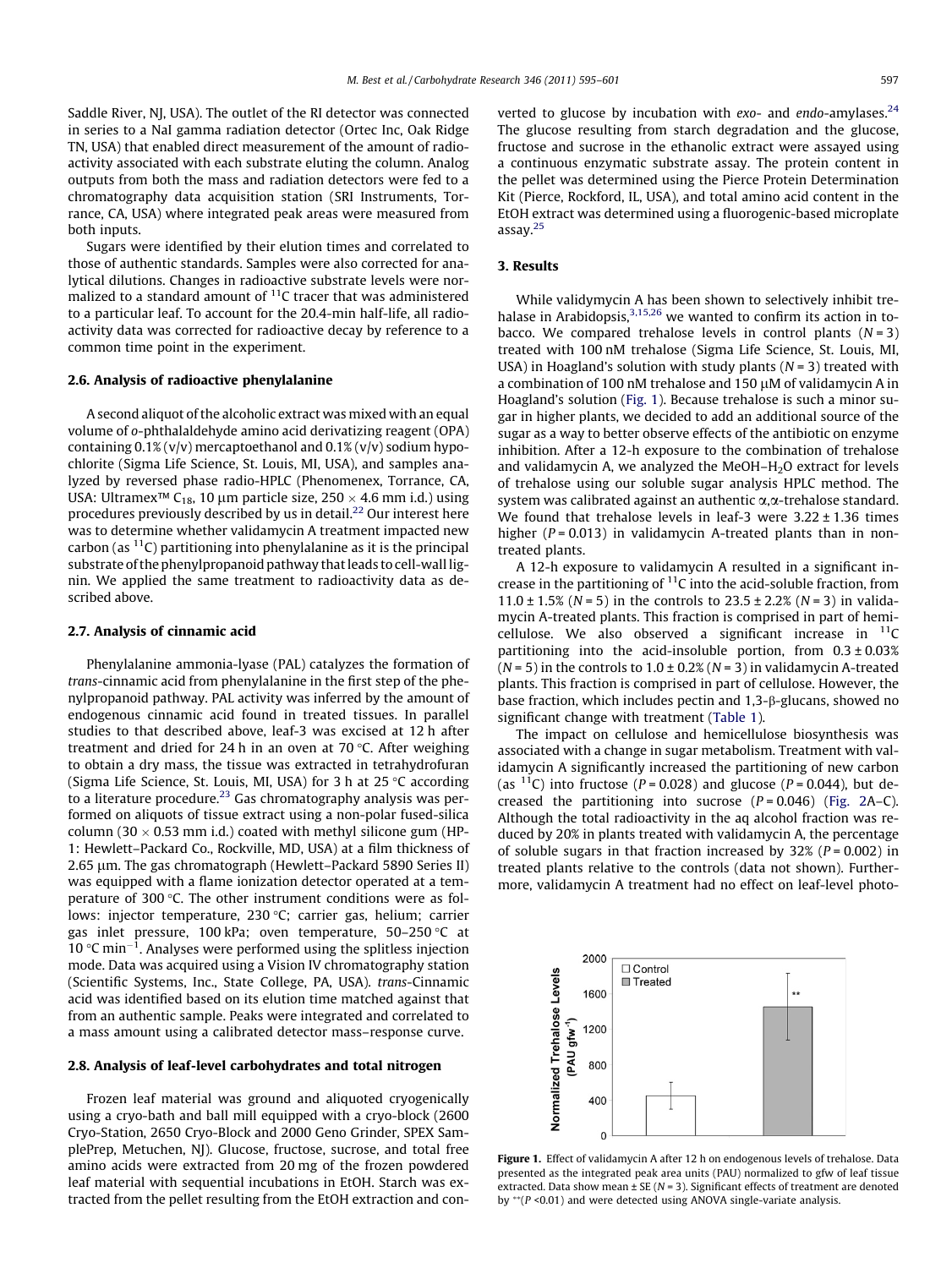Saddle River, NJ, USA). The outlet of the RI detector was connected in series to a NaI gamma radiation detector (Ortec Inc, Oak Ridge TN, USA) that enabled direct measurement of the amount of radioactivity associated with each substrate eluting the column. Analog outputs from both the mass and radiation detectors were fed to a chromatography data acquisition station (SRI Instruments, Torrance, CA, USA) where integrated peak areas were measured from both inputs.

Sugars were identified by their elution times and correlated to those of authentic standards. Samples were also corrected for analytical dilutions. Changes in radioactive substrate levels were normalized to a standard amount of $^{11}C$ tracer that was administered to a particular leaf. To account for the 20.4-min half-life, all radioactivity data was corrected for radioactive decay by reference to a common time point in the experiment.

### 2.6. Analysis of radioactive phenylalanine

A second aliquot of the alcoholic extract was mixed with an equal volume of *o*-phthalaldehyde amino acid derivatizing reagent (OPA) containing 0.1% (v/v) mercaptoethanol and 0.1% (v/v) sodium hypochlorite (Sigma Life Science, St. Louis, MI, USA), and samples analyzed by reversed phase radio-HPLC (Phenomenex, Torrance, CA, USA: Ultramex™ $C_{18}$, 10 μm particle size, 250 × 4.6 mm i.d.) using procedures previously described by us in detail.[22] Our interest here was to determine whether validamycin A treatment impacted new carbon (as $^{11}C$) partitioning into phenylalanine as it is the principal substrate of the phenylpropanoid pathway that leads to cell-wall lignin. We applied the same treatment to radioactivity data as described above.

### 2.7. Analysis of cinnamic acid

Phenylalanine ammonia-lyase (PAL) catalyzes the formation of *trans*-cinnamic acid from phenylalanine in the first step of the phenylpropanoid pathway. PAL activity was inferred by the amount of endogenous cinnamic acid found in treated tissues. In parallel studies to that described above, leaf-3 was excised at 12 h after treatment and dried for 24 h in an oven at 70 °C. After weighing to obtain a dry mass, the tissue was extracted in tetrahydrofuran (Sigma Life Science, St. Louis, MI, USA) for 3 h at 25 °C according to a literature procedure.[23] Gas chromatography analysis was performed on aliquots of tissue extract using a non-polar fused-silica column (30 × 0.53 mm i.d.) coated with methyl silicone gum (HP-1: Hewlett–Packard Co., Rockville, MD, USA) at a film thickness of 2.65 μm. The gas chromatograph (Hewlett–Packard 5890 Series II) was equipped with a flame ionization detector operated at a temperature of 300 °C. The other instrument conditions were as follows: injector temperature, 230 °C; carrier gas, helium; carrier gas inlet pressure, 100 kPa; oven temperature, 50–250 °C at 10 °C $min^{-1}$. Analyses were performed using the splitless injection mode. Data was acquired using a Vision IV chromatography station (Scientific Systems, Inc., State College, PA, USA). *trans*-Cinnamic acid was identified based on its elution time matched against that from an authentic sample. Peaks were integrated and correlated to a mass amount using a calibrated detector mass–response curve.

### 2.8. Analysis of leaf-level carbohydrates and total nitrogen

Frozen leaf material was ground and aliquoted cryogenically using a cryo-bath and ball mill equipped with a cryo-block (2600 Cryo-Station, 2650 Cryo-Block and 2000 Geno Grinder, SPEX SamplePrep, Metuchen, NJ). Glucose, fructose, sucrose, and total free amino acids were extracted from 20 mg of the frozen powdered leaf material with sequential incubations in EtOH. Starch was extracted from the pellet resulting from the EtOH extraction and converted to glucose by incubation with *exo*- and *endo*-amylases.[24] The glucose resulting from starch degradation and the glucose, fructose and sucrose in the ethanolic extract were assayed using a continuous enzymatic substrate assay. The protein content in the pellet was determined using the Pierce Protein Determination Kit (Pierce, Rockford, IL, USA), and total amino acid content in the EtOH extract was determined using a fluorogenic-based microplate assay.[25]

## 3. Results

While validymycin A has been shown to selectively inhibit trehalase in Arabidopsis,[3,15,26] we wanted to confirm its action in tobacco. We compared trehalose levels in control plants ($N = 3$) treated with 100 nM trehalose (Sigma Life Science, St. Louis, MI, USA) in Hoagland's solution with study plants ($N = 3$) treated with a combination of 100 nM trehalose and 150 μM of validamycin A in Hoagland's solution (Fig. 1). Because trehalose is such a minor sugar in higher plants, we decided to add an additional source of the sugar as a way to better observe effects of the antibiotic on enzyme inhibition. After a 12-h exposure to the combination of trehalose and validamycin A, we analyzed the MeOH–$H_2O$ extract for levels of trehalose using our soluble sugar analysis HPLC method. The system was calibrated against an authentic α,α-trehalose standard. We found that trehalose levels in leaf-3 were 3.22 ± 1.36 times higher ($P = 0.013$) in validamycin A-treated plants than in non-treated plants.

A 12-h exposure to validamycin A resulted in a significant increase in the partitioning of $^{11}C$ into the acid-soluble fraction, from 11.0 ± 1.5% ($N = 5$) in the controls to 23.5 ± 2.2% ($N = 3$) in validamycin A-treated plants. This fraction is comprised in part of hemicellulose. We also observed a significant increase in $^{11}C$ partitioning into the acid-insoluble portion, from 0.3 ± 0.03% ($N = 5$) in the controls to 1.0 ± 0.2% ($N = 3$) in validamycin A-treated plants. This fraction is comprised in part of cellulose. However, the base fraction, which includes pectin and 1,3-β-glucans, showed no significant change with treatment (Table 1).

The impact on cellulose and hemicellulose biosynthesis was associated with a change in sugar metabolism. Treatment with validamycin A significantly increased the partitioning of new carbon (as $^{11}C$) into fructose ($P = 0.028$) and glucose ($P = 0.044$), but decreased the partitioning into sucrose ($P = 0.046$) (Fig. 2A–C). Although the total radioactivity in the aq alcohol fraction was reduced by 20% in plants treated with validamycin A, the percentage of soluble sugars in that fraction increased by 32% ($P = 0.002$) in treated plants relative to the controls (data not shown). Furthermore, validamycin A treatment had no effect on leaf-level photo-

**Figure 1.** Effect of validamycin A after 12 h on endogenous levels of trehalose. Data presented as the integrated peak area units (PAU) normalized to gfw of leaf tissue extracted. Data show mean ± SE ($N = 3$). Significant effects of treatment are denoted by **($P < 0.01$) and were detected using ANOVA single-variate analysis.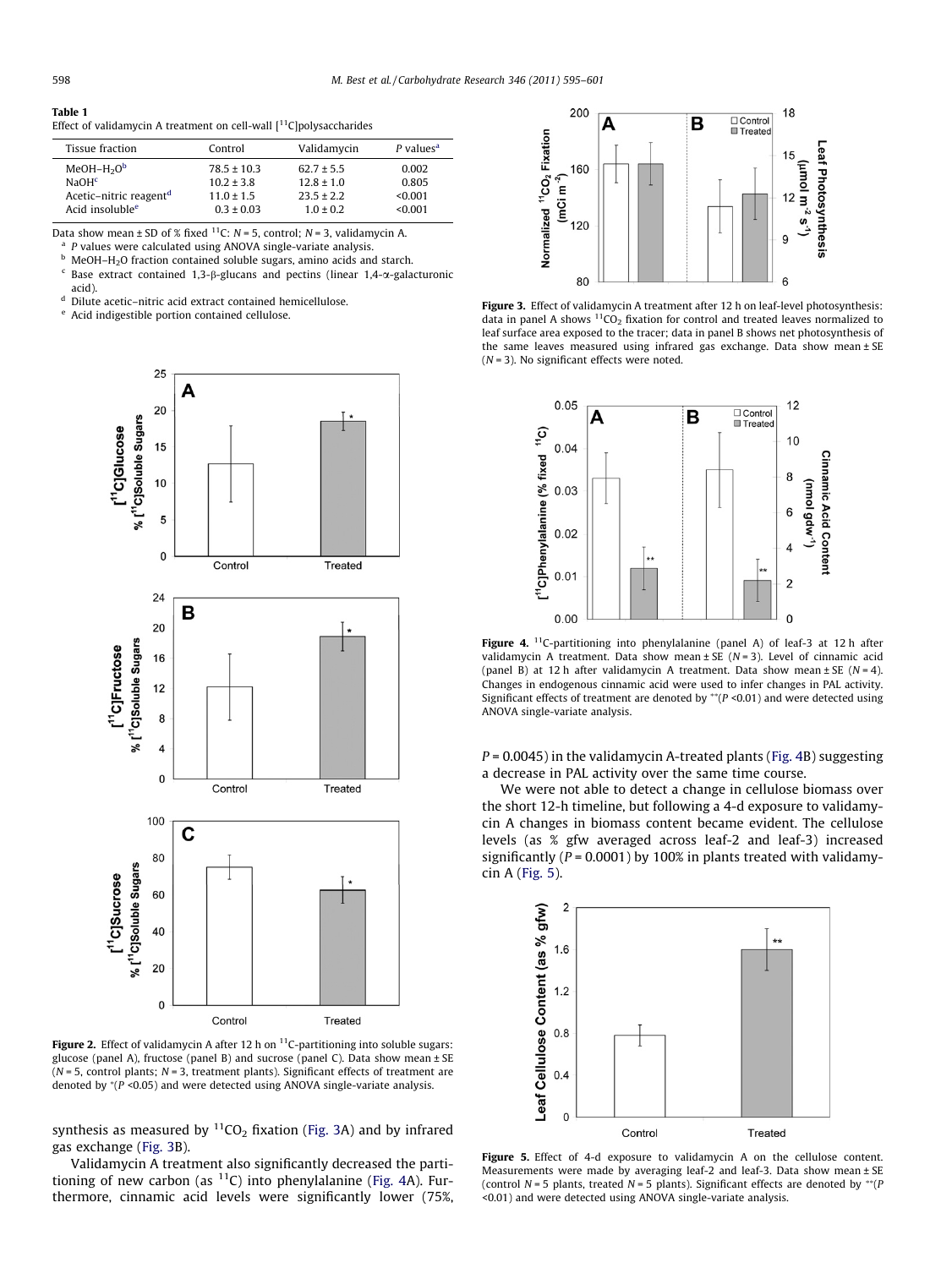**Table 1**
Effect of validamycin A treatment on cell-wall [$^{11}$C]polysaccharides

| Tissue fraction | Control | Validamycin | P values[a] |
|---|---|---|---|
| MeOH–$H_2O$[b] | 78.5 ± 10.3 | 62.7 ± 5.5 | 0.002 |
| NaOH[c] | 10.2 ± 3.8 | 12.8 ± 1.0 | 0.805 |
| Acetic–nitric reagent[d] | 11.0 ± 1.5 | 23.5 ± 2.2 | <0.001 |
| Acid insoluble[e] | 0.3 ± 0.03 | 1.0 ± 0.2 | <0.001 |

Data show mean ± SD of % fixed $^{11}$C: $N$ = 5, control; $N$ = 3, validamycin A.

[a] P values were calculated using ANOVA single-variate analysis.
[b] MeOH–$H_2O$ fraction contained soluble sugars, amino acids and starch.
[c] Base extract contained 1,3-β-glucans and pectins (linear 1,4-α-galacturonic acid).
[d] Dilute acetic–nitric acid extract contained hemicellulose.
[e] Acid indigestible portion contained cellulose.

**Figure 2.** Effect of validamycin A after 12 h on $^{11}$C-partitioning into soluble sugars: glucose (panel A), fructose (panel B) and sucrose (panel C). Data show mean ± SE ($N$ = 5, control plants; $N$ = 3, treatment plants). Significant effects of treatment are denoted by *($P$ <0.05) and were detected using ANOVA single-variate analysis.

synthesis as measured by $^{11}CO_2$ fixation (Fig. 3A) and by infrared gas exchange (Fig. 3B).

Validamycin A treatment also significantly decreased the partitioning of new carbon (as $^{11}$C) into phenylalanine (Fig. 4A). Furthermore, cinnamic acid levels were significantly lower (75%, $P$ = 0.0045) in the validamycin A-treated plants (Fig. 4B) suggesting a decrease in PAL activity over the same time course.

We were not able to detect a change in cellulose biomass over the short 12-h timeline, but following a 4-d exposure to validamycin A changes in biomass content became evident. The cellulose levels (as % gfw averaged across leaf-2 and leaf-3) increased significantly ($P$ = 0.0001) by 100% in plants treated with validamycin A (Fig. 5).

**Figure 3.** Effect of validamycin A treatment after 12 h on leaf-level photosynthesis: data in panel A shows $^{11}CO_2$ fixation for control and treated leaves normalized to leaf surface area exposed to the tracer; data in panel B shows net photosynthesis of the same leaves measured using infrared gas exchange. Data show mean ± SE ($N$ = 3). No significant effects were noted.

**Figure 4.** $^{11}$C-partitioning into phenylalanine (panel A) of leaf-3 at 12 h after validamycin A treatment. Data show mean ± SE ($N$ = 3). Level of cinnamic acid (panel B) at 12 h after validamycin A treatment. Data show mean ± SE ($N$ = 4). Changes in endogenous cinnamic acid were used to infer changes in PAL activity. Significant effects of treatment are denoted by **($P$ <0.01) and were detected using ANOVA single-variate analysis.

**Figure 5.** Effect of 4-d exposure to validamycin A on the cellulose content. Measurements were made by averaging leaf-2 and leaf-3. Data show mean ± SE (control $N$ = 5 plants, treated $N$ = 5 plants). Significant effects are denoted by **($P$ <0.01) and were detected using ANOVA single-variate analysis.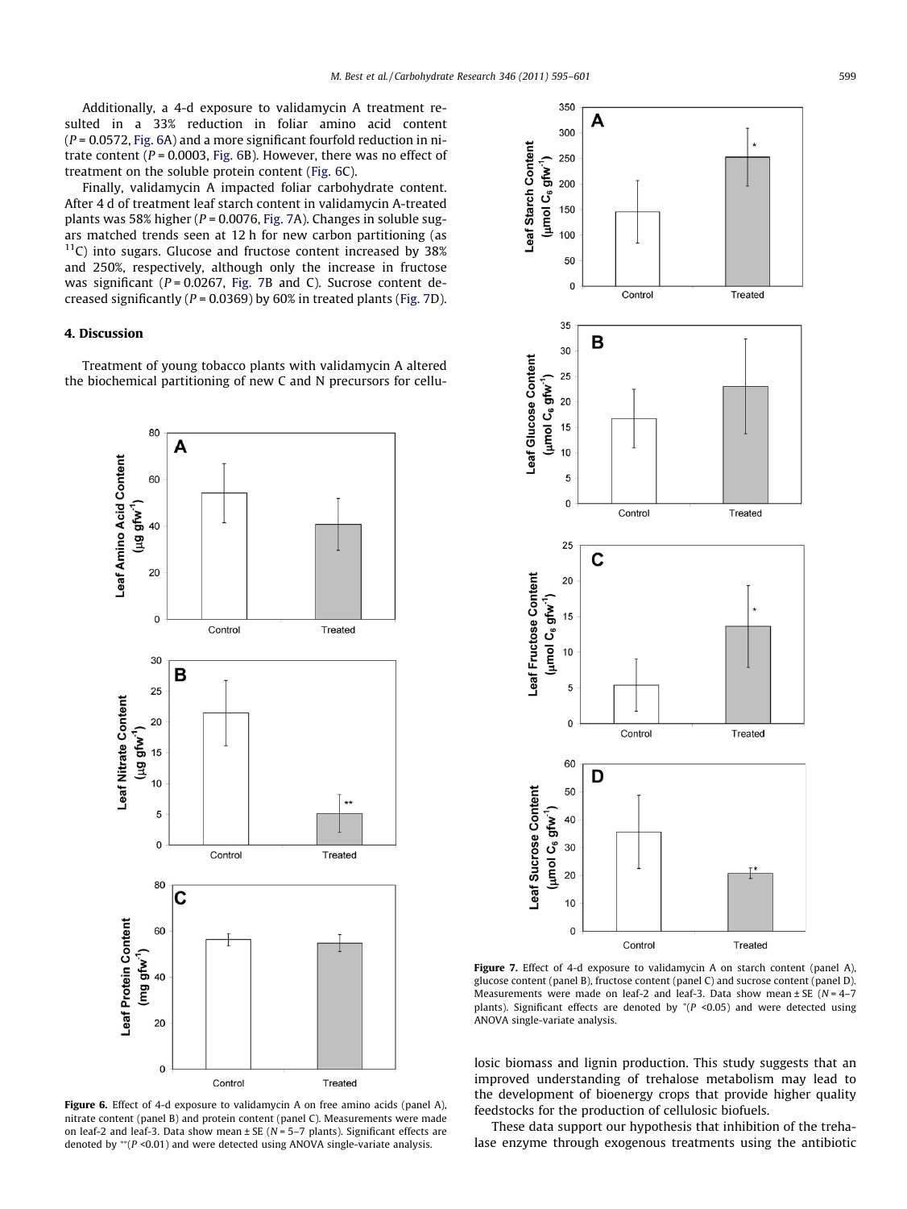Additionally, a 4-d exposure to validamycin A treatment resulted in a 33% reduction in foliar amino acid content ($P = 0.0572$, Fig. 6A) and a more significant fourfold reduction in nitrate content ($P = 0.0003$, Fig. 6B). However, there was no effect of treatment on the soluble protein content (Fig. 6C).

Finally, validamycin A impacted foliar carbohydrate content. After 4 d of treatment leaf starch content in validamycin A-treated plants was 58% higher ($P = 0.0076$, Fig. 7A). Changes in soluble sugars matched trends seen at 12 h for new carbon partitioning (as $^{11}C$) into sugars. Glucose and fructose content increased by 38% and 250%, respectively, although only the increase in fructose was significant ($P = 0.0267$, Fig. 7B and C). Sucrose content decreased significantly ($P = 0.0369$) by 60% in treated plants (Fig. 7D).

## 4. Discussion

Treatment of young tobacco plants with validamycin A altered the biochemical partitioning of new C and N precursors for cellulosic biomass and lignin production. This study suggests that an improved understanding of trehalose metabolism may lead to the development of bioenergy crops that provide higher quality feedstocks for the production of cellulosic biofuels.

These data support our hypothesis that inhibition of the trehalase enzyme through exogenous treatments using the antibiotic

**Figure 6.** Effect of 4-d exposure to validamycin A on free amino acids (panel A), nitrate content (panel B) and protein content (panel C). Measurements were made on leaf-2 and leaf-3. Data show mean ± SE ($N = 5$–7 plants). Significant effects are denoted by **($P < 0.01$) and were detected using ANOVA single-variate analysis.

**Figure 7.** Effect of 4-d exposure to validamycin A on starch content (panel A), glucose content (panel B), fructose content (panel C) and sucrose content (panel D). Measurements were made on leaf-2 and leaf-3. Data show mean ± SE ($N = 4$–7 plants). Significant effects are denoted by *($P < 0.05$) and were detected using ANOVA single-variate analysis.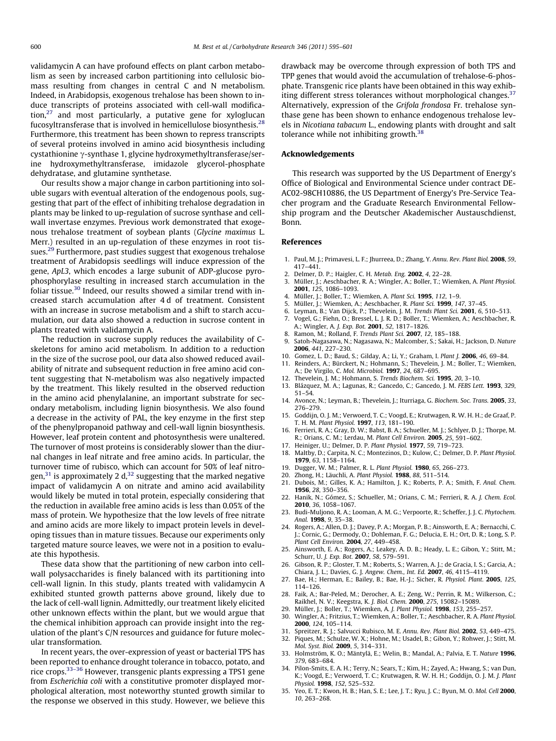validamycin A can have profound effects on plant carbon metabolism as seen by increased carbon partitioning into cellulosic biomass resulting from changes in central C and N metabolism. Indeed, in Arabidopsis, exogenous trehalose has been shown to induce transcripts of proteins associated with cell-wall modification,[27] and most particularly, a putative gene for xyloglucan fucosyltransferase that is involved in hemicellulose biosynthesis.[28] Furthermore, this treatment has been shown to repress transcripts of several proteins involved in amino acid biosynthesis including cystathionine $\gamma$-synthase 1, glycine hydroxymethyltransferase/serine hydroxymethyltransferase, imidazole glycerol-phosphate dehydratase, and glutamine synthetase.

Our results show a major change in carbon partitioning into soluble sugars with eventual alteration of the endogenous pools, suggesting that part of the effect of inhibiting trehalose degradation in plants may be linked to up-regulation of sucrose synthase and cell-wall invertase enzymes. Previous work demonstrated that exogenous trehalose treatment of soybean plants (*Glycine maximus* L. Merr.) resulted in an up-regulation of these enzymes in root tissues.[29] Furthermore, past studies suggest that exogenous trehalose treatment of Arabidopsis seedlings will induce expression of the gene, *ApL3*, which encodes a large subunit of ADP-glucose pyrophosphorylase resulting in increased starch accumulation in the foliar tissue.[30] Indeed, our results showed a similar trend with increased starch accumulation after 4 d of treatment. Consistent with an increase in sucrose metabolism and a shift to starch accumulation, our data also showed a reduction in sucrose content in plants treated with validamycin A.

The reduction in sucrose supply reduces the availability of C-skeletons for amino acid metabolism. In addition to a reduction in the size of the sucrose pool, our data also showed reduced availability of nitrate and subsequent reduction in free amino acid content suggesting that N-metabolism was also negatively impacted by the treatment. This likely resulted in the observed reduction in the amino acid phenylalanine, an important substrate for secondary metabolism, including lignin biosynthesis. We also found a decrease in the activity of PAL, the key enzyme in the first step of the phenylpropanoid pathway and cell-wall lignin biosynthesis. However, leaf protein content and photosynthesis were unaltered. The turnover of most proteins is considerably slower than the diurnal changes in leaf nitrate and free amino acids. In particular, the turnover time of rubisco, which can account for 50% of leaf nitrogen,[31] is approximately 2 d,[32] suggesting that the marked negative impact of validamycin A on nitrate and amino acid availability would likely be muted in total protein, especially considering that the reduction in available free amino acids is less than 0.05% of the mass of protein. We hypothesize that the low levels of free nitrate and amino acids are more likely to impact protein levels in developing tissues than in mature tissues. Because our experiments only targeted mature source leaves, we were not in a position to evaluate this hypothesis.

These data show that the partitioning of new carbon into cell-wall polysaccharides is finely balanced with its partitioning into cell-wall lignin. In this study, plants treated with validamycin A exhibited stunted growth patterns above ground, likely due to the lack of cell-wall lignin. Admittedly, our treatment likely elicited other unknown effects within the plant, but we would argue that the chemical inhibition approach can provide insight into the regulation of the plant's C/N resources and guidance for future molecular transformation.

In recent years, the over-expression of yeast or bacterial TPS has been reported to enhance drought tolerance in tobacco, potato, and rice crops.[33–36] However, transgenic plants expressing a TPS1 gene from *Escherichia coli* with a constitutive promoter displayed morphological alteration, most noteworthy stunted growth similar to the response we observed in this study. However, we believe this drawback may be overcome through expression of both TPS and TPP genes that would avoid the accumulation of trehalose-6-phosphate. Transgenic rice plants have been obtained in this way exhibiting different stress tolerances without morphological changes.[37] Alternatively, expression of the *Grifola frondosa* Fr. trehalose synthase gene has been shown to enhance endogenous trehalose levels in *Nicotiana tabacum* L., endowing plants with drought and salt tolerance while not inhibiting growth.[38]

## Acknowledgements

This research was supported by the US Department of Energy's Office of Biological and Environmental Science under contract DE-AC02-98CH10886, the US Department of Energy's Pre-Service Teacher program and the Graduate Research Environmental Fellowship program and the Deutscher Akademischer Austauschdienst, Bonn.

## References

1. Paul, M. J.; Primavesi, L. F.; Jhurreea, D.; Zhang, Y. *Annu. Rev. Plant Biol.* **2008**, *59*, 417–441.
2. Delmer, D. P.; Haigler, C. H. *Metab. Eng.* **2002**, *4*, 22–28.
3. Müller, J.; Aeschbacher, R. A.; Wingler, A.; Boller, T.; Wiemken, A. *Plant Physiol.* **2001**, *125*, 1086–1093.
4. Müller, J.; Boller, T.; Wiemken, A. *Plant Sci.* **1995**, *112*, 1–9.
5. Müller, J.; Wiemken, A.; Aeschbacher, R. *Plant Sci.* **1999**, *147*, 37–45.
6. Leyman, B.; Van Dijck, P.; Thevelein, J. M. *Trends Plant Sci.* **2001**, *6*, 510–513.
7. Vogel, G.; Fiehn, O.; Bressel, L. J. R. D.; Boller, T.; Wiemken, A.; Aeschbacher, R. A.; Wingler, A. *J. Exp. Bot.* **2001**, *52*, 1817–1826.
8. Ramon, M.; Rolland, F. *Trends Plant Sci.* **2007**, *12*, 185–188.
9. Satoh-Nagasawa, N.; Nagasawa, N.; Malcomber, S.; Sakai, H.; Jackson, D. *Nature* **2006**, *441*, 227–230.
10. Gomez, L. D.; Baud, S.; Gilday, A.; Li, Y.; Graham, I. *Plant J.* **2006**, *46*, 69–84.
11. Reinders, A.; Bürckert, N.; Hohmann, S.; Thevelein, J. M.; Boller, T.; Wiemken, A.; De Virgilo, C. *Mol. Microbiol.* **1997**, *24*, 687–695.
12. Thevelein, J. M.; Hohmann, S. *Trends Biochem. Sci.* **1995**, *20*, 3–10.
13. Blázquez, M. A.; Lagunas, R.; Gancedo, C.; Gancedo, J. M. *FEBS Lett.* **1993**, *329*, 51–54.
14. Avonce, N.; Leyman, B.; Thevelein, J.; Iturriaga, G. *Biochem. Soc. Trans.* **2005**, *33*, 276–279.
15. Goddijn, O. J. M.; Verwoerd, T. C.; Voogd, E.; Krutwagen, R. W. H. H.; de Graaf, P. T. H. M. *Plant Physiol.* **1997**, *113*, 181–190.
16. Ferrieri, R. A.; Gray, D. W.; Babst, B. A.; Schueller, M. J.; Schlyer, D. J.; Thorpe, M. R.; Orians, C. M.; Lerdau, M. *Plant Cell Environ.* **2005**, *25*, 591–602.
17. Heiniger, U.; Delmer, D. P. *Plant Physiol.* **1977**, *59*, 719–723.
18. Maltby, D.; Carpita, N. C.; Montezinos, D.; Kulow, C.; Delmer, D. P. *Plant Physiol.* **1979**, *63*, 1158–1164.
19. Dugger, W. M.; Palmer, R. L. *Plant Physiol.* **1980**, *65*, 266–273.
20. Zhong, H.; Läuchli, A. *Plant Physiol.* **1988**, *88*, 511–514.
21. Dubois, M.; Gilles, K. A.; Hamilton, J. K.; Roberts, P. A.; Smith, F. *Anal. Chem.* **1956**, *28*, 350–356.
22. Hanik, N.; Gómez, S.; Schueller, M.; Orians, C. M.; Ferrieri, R. A. *J. Chem. Ecol.* **2010**, *36*, 1058–1067.
23. Budi-Muljono, R. A.; Looman, A. M. G.; Verpoorte, R.; Scheffer, J. J. C. *Phytochem. Anal.* **1998**, *9*, 35–38.
24. Rogers, A.; Allen, D. J.; Davey, P. A.; Morgan, P. B.; Ainsworth, E. A.; Bernacchi, C. J.; Cornic, G.; Dermody, O.; Dohleman, F. G.; Delucia, E. H.; Ort, D. R.; Long, S. P. *Plant Cell Environ.* **2004**, *27*, 449–458.
25. Ainsworth, E. A.; Rogers, A.; Leakey, A. D. B.; Heady, L. E.; Gibon, Y.; Stitt, M.; Schurr, U. *J. Exp. Bot.* **2007**, *58*, 579–591.
26. Gibson, R. P.; Gloster, T. M.; Roberts, S.; Warren, A. J.; de Gracia, I. S.; Garcia, A.; Chiara, J. L.; Davies, G. J. *Angew. Chem., Int. Ed.* **2007**, *46*, 4115–4119.
27. Bae, H.; Herman, E.; Bailey, B.; Bae, H.-J.; Sicher, R. *Physiol. Plant.* **2005**, *125*, 114–126.
28. Faik, A.; Bar-Peled, M.; Derocher, A. E.; Zeng, W.; Perrin, R. M.; Wilkerson, C.; Raikhel, N. V.; Keegstra, K. *J. Biol. Chem.* **2000**, *275*, 15082–15089.
29. Müller, J.; Boller, T.; Wiemken, A. *J. Plant Physiol.* **1998**, *153*, 255–257.
30. Wingler, A.; Fritzius, T.; Wiemken, A.; Boller, T.; Aeschbacher, R. A. *Plant Physiol.* **2000**, *124*, 105–114.
31. Spreitzer, R. J.; Salvucci Rubisco, M. E. *Annu. Rev. Plant Biol.* **2002**, *53*, 449–475.
32. Piques, M.; Schulze, W. X.; Hohne, M.; Usadel, B.; Gibon, Y.; Rohwer, J.; Stitt, M. *Mol. Syst. Biol.* **2009**, *5*, 314–331.
33. Holmström, K. O.; Mäntylä, E.; Welin, B.; Mandal, A.; Palvia, E. T. *Nature* **1996**, *379*, 683–684.
34. Pilon-Smits, E. A. H.; Terry, N.; Sears, T.; Kim, H.; Zayed, A.; Hwang, S.; van Dun, K.; Voogd, E.; Verwoerd, T. C.; Krutwagen, R. W. H. H.; Goddijn, O. J. M. *J. Plant Physiol.* **1998**, *152*, 525–532.
35. Yeo, E. T.; Kwon, H. B.; Han, S. E.; Lee, J. T.; Ryu, J. C.; Byun, M. O. *Mol. Cell* **2000**, *10*, 263–268.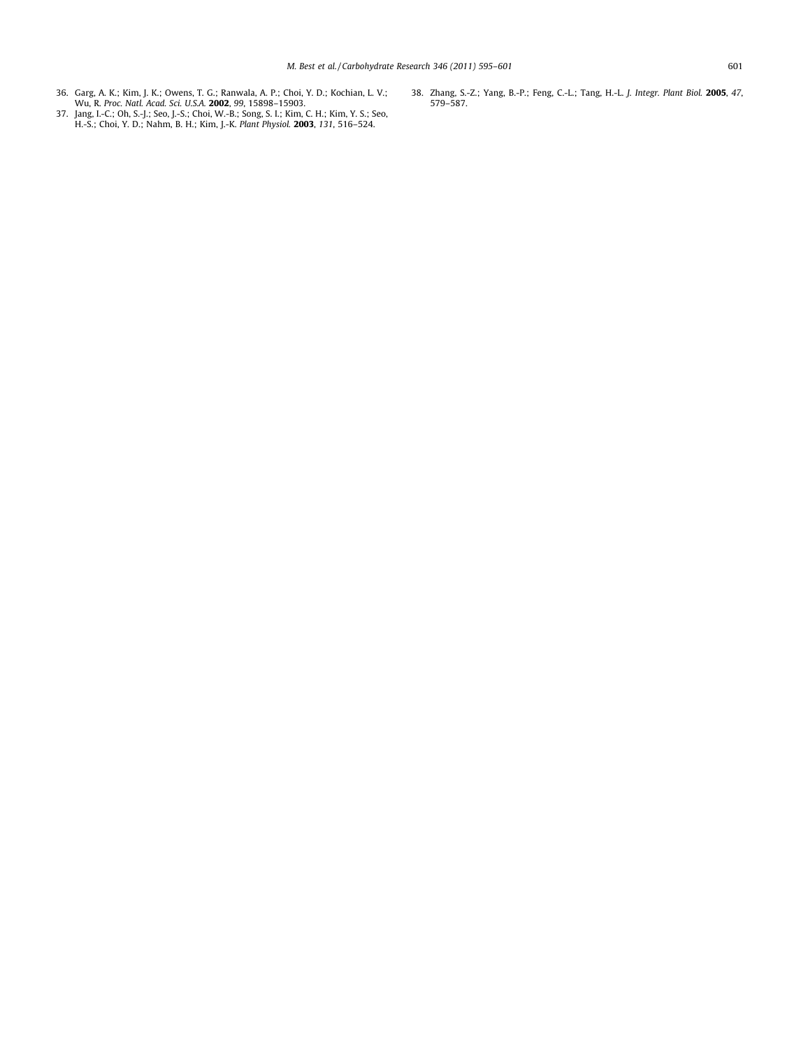36. Garg, A. K.; Kim, J. K.; Owens, T. G.; Ranwala, A. P.; Choi, Y. D.; Kochian, L. V.; Wu, R. *Proc. Natl. Acad. Sci. U.S.A.* **2002**, *99*, 15898–15903.
37. Jang, I.-C.; Oh, S.-J.; Seo, J.-S.; Choi, W.-B.; Song, S. I.; Kim, C. H.; Kim, Y. S.; Seo, H.-S.; Choi, Y. D.; Nahm, B. H.; Kim, J.-K. *Plant Physiol.* **2003**, *131*, 516–524.
38. Zhang, S.-Z.; Yang, B.-P.; Feng, C.-L.; Tang, H.-L. *J. Integr. Plant Biol.* **2005**, *47*, 579–587.